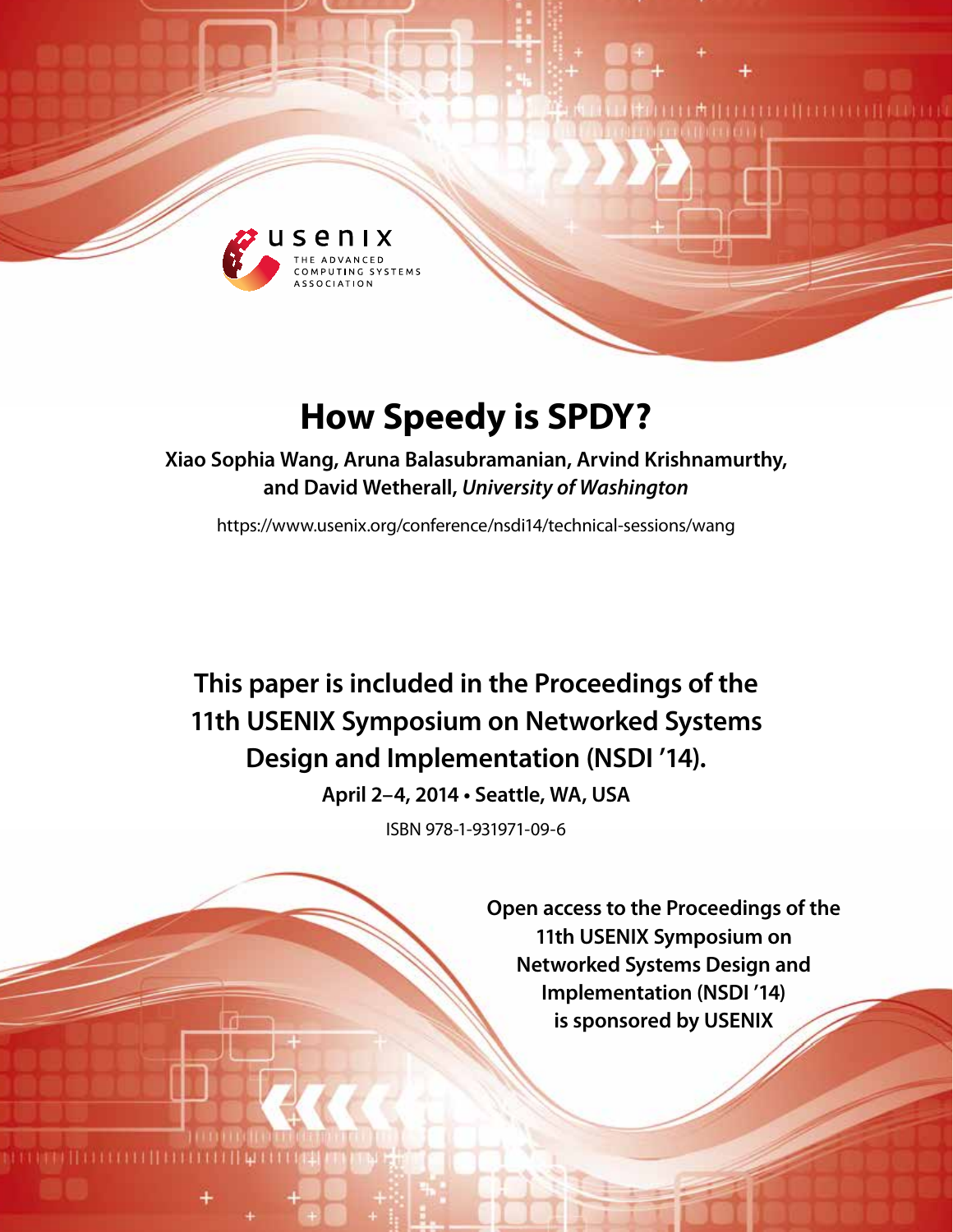# How Speedy is SPDY?

**Xiao Sophia Wang, Aruna Balasubramanian, Arvind Krishnamurthy, and David Wetherall,** ***University of Washington***

https://www.usenix.org/conference/nsdi14/technical-sessions/wang

**This paper is included in the Proceedings of the 11th USENIX Symposium on Networked Systems Design and Implementation (NSDI '14).**

**April 2–4, 2014 • Seattle, WA, USA**

ISBN 978-1-931971-09-6

**Open access to the Proceedings of the 11th USENIX Symposium on Networked Systems Design and Implementation (NSDI '14) is sponsored by USENIX**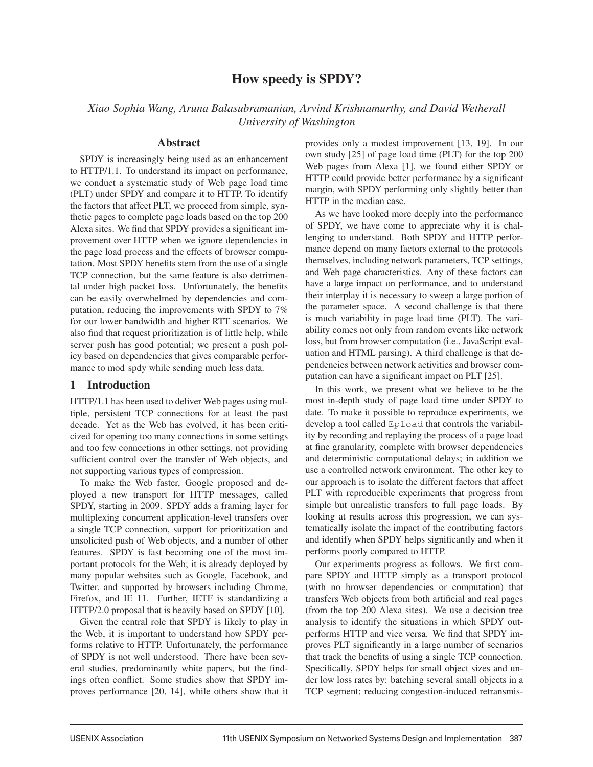# How speedy is SPDY?

*Xiao Sophia Wang, Aruna Balasubramanian, Arvind Krishnamurthy, and David Wetherall*
*University of Washington*

## Abstract

SPDY is increasingly being used as an enhancement to HTTP/1.1. To understand its impact on performance, we conduct a systematic study of Web page load time (PLT) under SPDY and compare it to HTTP. To identify the factors that affect PLT, we proceed from simple, synthetic pages to complete page loads based on the top 200 Alexa sites. We find that SPDY provides a significant improvement over HTTP when we ignore dependencies in the page load process and the effects of browser computation. Most SPDY benefits stem from the use of a single TCP connection, but the same feature is also detrimental under high packet loss. Unfortunately, the benefits can be easily overwhelmed by dependencies and computation, reducing the improvements with SPDY to 7% for our lower bandwidth and higher RTT scenarios. We also find that request prioritization is of little help, while server push has good potential; we present a push policy based on dependencies that gives comparable performance to mod_spdy while sending much less data.

## 1 Introduction

HTTP/1.1 has been used to deliver Web pages using multiple, persistent TCP connections for at least the past decade. Yet as the Web has evolved, it has been criticized for opening too many connections in some settings and too few connections in other settings, not providing sufficient control over the transfer of Web objects, and not supporting various types of compression.

To make the Web faster, Google proposed and deployed a new transport for HTTP messages, called SPDY, starting in 2009. SPDY adds a framing layer for multiplexing concurrent application-level transfers over a single TCP connection, support for prioritization and unsolicited push of Web objects, and a number of other features. SPDY is fast becoming one of the most important protocols for the Web; it is already deployed by many popular websites such as Google, Facebook, and Twitter, and supported by browsers including Chrome, Firefox, and IE 11. Further, IETF is standardizing a HTTP/2.0 proposal that is heavily based on SPDY [10].

Given the central role that SPDY is likely to play in the Web, it is important to understand how SPDY performs relative to HTTP. Unfortunately, the performance of SPDY is not well understood. There have been several studies, predominantly white papers, but the findings often conflict. Some studies show that SPDY improves performance [20, 14], while others show that it provides only a modest improvement [13, 19]. In our own study [25] of page load time (PLT) for the top 200 Web pages from Alexa [1], we found either SPDY or HTTP could provide better performance by a significant margin, with SPDY performing only slightly better than HTTP in the median case.

As we have looked more deeply into the performance of SPDY, we have come to appreciate why it is challenging to understand. Both SPDY and HTTP performance depend on many factors external to the protocols themselves, including network parameters, TCP settings, and Web page characteristics. Any of these factors can have a large impact on performance, and to understand their interplay it is necessary to sweep a large portion of the parameter space. A second challenge is that there is much variability in page load time (PLT). The variability comes not only from random events like network loss, but from browser computation (i.e., JavaScript evaluation and HTML parsing). A third challenge is that dependencies between network activities and browser computation can have a significant impact on PLT [25].

In this work, we present what we believe to be the most in-depth study of page load time under SPDY to date. To make it possible to reproduce experiments, we develop a tool called `Epload` that controls the variability by recording and replaying the process of a page load at fine granularity, complete with browser dependencies and deterministic computational delays; in addition we use a controlled network environment. The other key to our approach is to isolate the different factors that affect PLT with reproducible experiments that progress from simple but unrealistic transfers to full page loads. By looking at results across this progression, we can systematically isolate the impact of the contributing factors and identify when SPDY helps significantly and when it performs poorly compared to HTTP.

Our experiments progress as follows. We first compare SPDY and HTTP simply as a transport protocol (with no browser dependencies or computation) that transfers Web objects from both artificial and real pages (from the top 200 Alexa sites). We use a decision tree analysis to identify the situations in which SPDY outperforms HTTP and vice versa. We find that SPDY improves PLT significantly in a large number of scenarios that track the benefits of using a single TCP connection. Specifically, SPDY helps for small object sizes and under low loss rates by: batching several small objects in a TCP segment; reducing congestion-induced retransmis-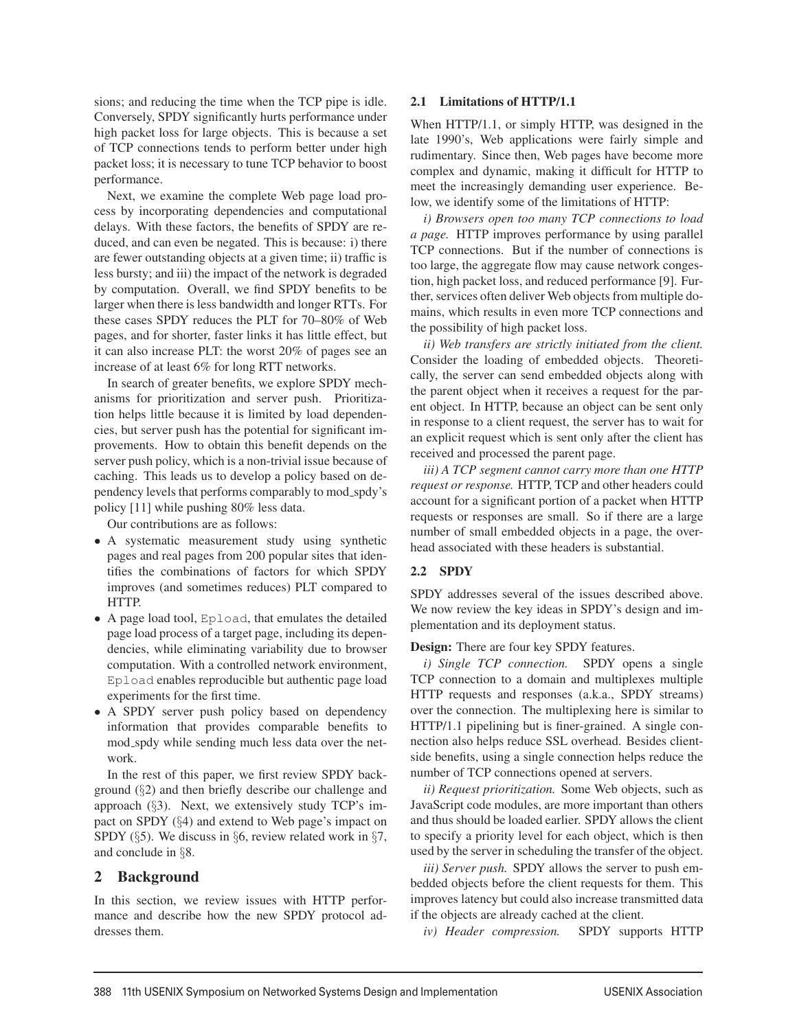sions; and reducing the time when the TCP pipe is idle. Conversely, SPDY significantly hurts performance under high packet loss for large objects. This is because a set of TCP connections tends to perform better under high packet loss; it is necessary to tune TCP behavior to boost performance.

Next, we examine the complete Web page load process by incorporating dependencies and computational delays. With these factors, the benefits of SPDY are reduced, and can even be negated. This is because: i) there are fewer outstanding objects at a given time; ii) traffic is less bursty; and iii) the impact of the network is degraded by computation. Overall, we find SPDY benefits to be larger when there is less bandwidth and longer RTTs. For these cases SPDY reduces the PLT for 70–80% of Web pages, and for shorter, faster links it has little effect, but it can also increase PLT: the worst 20% of pages see an increase of at least 6% for long RTT networks.

In search of greater benefits, we explore SPDY mechanisms for prioritization and server push. Prioritization helps little because it is limited by load dependencies, but server push has the potential for significant improvements. How to obtain this benefit depends on the server push policy, which is a non-trivial issue because of caching. This leads us to develop a policy based on dependency levels that performs comparably to mod_spdy's policy [11] while pushing 80% less data.

Our contributions are as follows:

- A systematic measurement study using synthetic pages and real pages from 200 popular sites that identifies the combinations of factors for which SPDY improves (and sometimes reduces) PLT compared to HTTP.
- A page load tool, `Epload`, that emulates the detailed page load process of a target page, including its dependencies, while eliminating variability due to browser computation. With a controlled network environment, `Epload` enables reproducible but authentic page load experiments for the first time.
- A SPDY server push policy based on dependency information that provides comparable benefits to mod_spdy while sending much less data over the network.

In the rest of this paper, we first review SPDY background (§2) and then briefly describe our challenge and approach (§3). Next, we extensively study TCP's impact on SPDY (§4) and extend to Web page's impact on SPDY (§5). We discuss in §6, review related work in §7, and conclude in §8.

## 2 Background

In this section, we review issues with HTTP performance and describe how the new SPDY protocol addresses them.

### 2.1 Limitations of HTTP/1.1

When HTTP/1.1, or simply HTTP, was designed in the late 1990's, Web applications were fairly simple and rudimentary. Since then, Web pages have become more complex and dynamic, making it difficult for HTTP to meet the increasingly demanding user experience. Below, we identify some of the limitations of HTTP:

*i) Browsers open too many TCP connections to load a page.* HTTP improves performance by using parallel TCP connections. But if the number of connections is too large, the aggregate flow may cause network congestion, high packet loss, and reduced performance [9]. Further, services often deliver Web objects from multiple domains, which results in even more TCP connections and the possibility of high packet loss.

*ii) Web transfers are strictly initiated from the client.* Consider the loading of embedded objects. Theoretically, the server can send embedded objects along with the parent object when it receives a request for the parent object. In HTTP, because an object can be sent only in response to a client request, the server has to wait for an explicit request which is sent only after the client has received and processed the parent page.

*iii) A TCP segment cannot carry more than one HTTP request or response.* HTTP, TCP and other headers could account for a significant portion of a packet when HTTP requests or responses are small. So if there are a large number of small embedded objects in a page, the overhead associated with these headers is substantial.

### 2.2 SPDY

SPDY addresses several of the issues described above. We now review the key ideas in SPDY's design and implementation and its deployment status.

**Design:** There are four key SPDY features.

*i) Single TCP connection.* SPDY opens a single TCP connection to a domain and multiplexes multiple HTTP requests and responses (a.k.a., SPDY streams) over the connection. The multiplexing here is similar to HTTP/1.1 pipelining but is finer-grained. A single connection also helps reduce SSL overhead. Besides client-side benefits, using a single connection helps reduce the number of TCP connections opened at servers.

*ii) Request prioritization.* Some Web objects, such as JavaScript code modules, are more important than others and thus should be loaded earlier. SPDY allows the client to specify a priority level for each object, which is then used by the server in scheduling the transfer of the object.

*iii) Server push.* SPDY allows the server to push embedded objects before the client requests for them. This improves latency but could also increase transmitted data if the objects are already cached at the client.

*iv) Header compression.* SPDY supports HTTP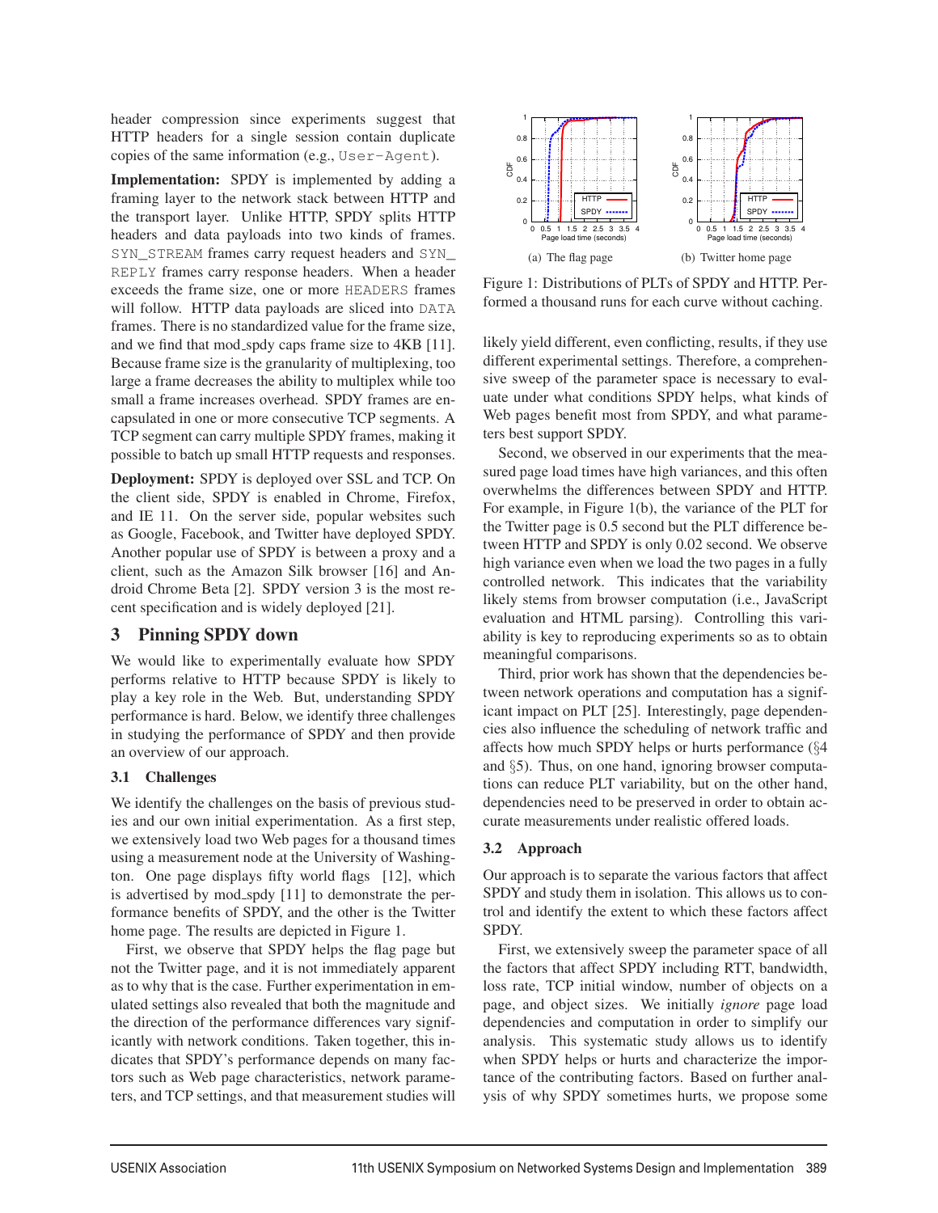header compression since experiments suggest that HTTP headers for a single session contain duplicate copies of the same information (e.g., `User-Agent`).

**Implementation:** SPDY is implemented by adding a framing layer to the network stack between HTTP and the transport layer. Unlike HTTP, SPDY splits HTTP headers and data payloads into two kinds of frames. `SYN_STREAM` frames carry request headers and `SYN_REPLY` frames carry response headers. When a header exceeds the frame size, one or more `HEADERS` frames will follow. HTTP data payloads are sliced into `DATA` frames. There is no standardized value for the frame size, and we find that mod_spdy caps frame size to 4KB [11]. Because frame size is the granularity of multiplexing, too large a frame decreases the ability to multiplex while too small a frame increases overhead. SPDY frames are encapsulated in one or more consecutive TCP segments. A TCP segment can carry multiple SPDY frames, making it possible to batch up small HTTP requests and responses.

**Deployment:** SPDY is deployed over SSL and TCP. On the client side, SPDY is enabled in Chrome, Firefox, and IE 11. On the server side, popular websites such as Google, Facebook, and Twitter have deployed SPDY. Another popular use of SPDY is between a proxy and a client, such as the Amazon Silk browser [16] and Android Chrome Beta [2]. SPDY version 3 is the most recent specification and is widely deployed [21].

## 3 Pinning SPDY down

We would like to experimentally evaluate how SPDY performs relative to HTTP because SPDY is likely to play a key role in the Web. But, understanding SPDY performance is hard. Below, we identify three challenges in studying the performance of SPDY and then provide an overview of our approach.

### 3.1 Challenges

We identify the challenges on the basis of previous studies and our own initial experimentation. As a first step, we extensively load two Web pages for a thousand times using a measurement node at the University of Washington. One page displays fifty world flags [12], which is advertised by mod_spdy [11] to demonstrate the performance benefits of SPDY, and the other is the Twitter home page. The results are depicted in Figure 1.

First, we observe that SPDY helps the flag page but not the Twitter page, and it is not immediately apparent as to why that is the case. Further experimentation in emulated settings also revealed that both the magnitude and the direction of the performance differences vary significantly with network conditions. Taken together, this indicates that SPDY's performance depends on many factors such as Web page characteristics, network parameters, and TCP settings, and that measurement studies will likely yield different, even conflicting, results, if they use different experimental settings. Therefore, a comprehensive sweep of the parameter space is necessary to evaluate under what conditions SPDY helps, what kinds of Web pages benefit most from SPDY, and what parameters best support SPDY.

(a) The flag page (b) Twitter home page

Figure 1: Distributions of PLTs of SPDY and HTTP. Performed a thousand runs for each curve without caching.

Second, we observed in our experiments that the measured page load times have high variances, and this often overwhelms the differences between SPDY and HTTP. For example, in Figure 1(b), the variance of the PLT for the Twitter page is 0.5 second but the PLT difference between HTTP and SPDY is only 0.02 second. We observe high variance even when we load the two pages in a fully controlled network. This indicates that the variability likely stems from browser computation (i.e., JavaScript evaluation and HTML parsing). Controlling this variability is key to reproducing experiments so as to obtain meaningful comparisons.

Third, prior work has shown that the dependencies between network operations and computation has a significant impact on PLT [25]. Interestingly, page dependencies also influence the scheduling of network traffic and affects how much SPDY helps or hurts performance (§4 and §5). Thus, on one hand, ignoring browser computations can reduce PLT variability, but on the other hand, dependencies need to be preserved in order to obtain accurate measurements under realistic offered loads.

### 3.2 Approach

Our approach is to separate the various factors that affect SPDY and study them in isolation. This allows us to control and identify the extent to which these factors affect SPDY.

First, we extensively sweep the parameter space of all the factors that affect SPDY including RTT, bandwidth, loss rate, TCP initial window, number of objects on a page, and object sizes. We initially *ignore* page load dependencies and computation in order to simplify our analysis. This systematic study allows us to identify when SPDY helps or hurts and characterize the importance of the contributing factors. Based on further analysis of why SPDY sometimes hurts, we propose some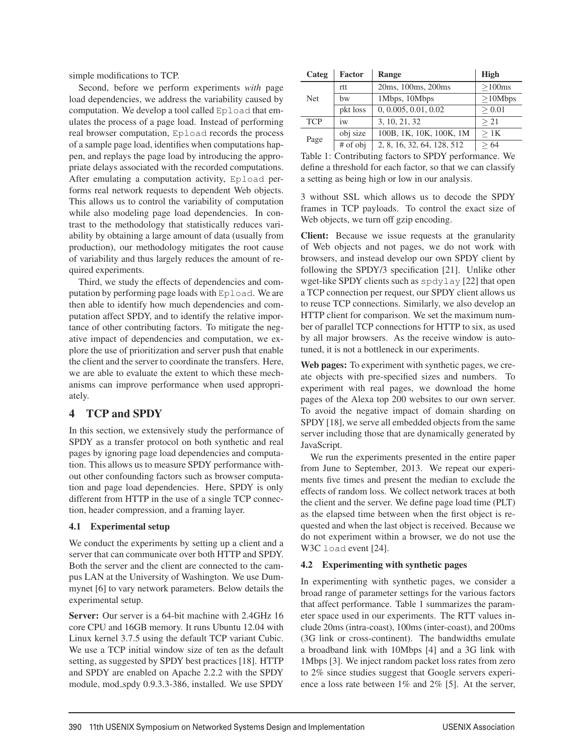simple modifications to TCP.

Second, before we perform experiments *with* page load dependencies, we address the variability caused by computation. We develop a tool called `Epload` that emulates the process of a page load. Instead of performing real browser computation, `Epload` records the process of a sample page load, identifies when computations happen, and replays the page load by introducing the appropriate delays associated with the recorded computations. After emulating a computation activity, `Epload` performs real network requests to dependent Web objects. This allows us to control the variability of computation while also modeling page load dependencies. In contrast to the methodology that statistically reduces variability by obtaining a large amount of data (usually from production), our methodology mitigates the root cause of variability and thus largely reduces the amount of required experiments.

Third, we study the effects of dependencies and computation by performing page loads with `Epload`. We are then able to identify how much dependencies and computation affect SPDY, and to identify the relative importance of other contributing factors. To mitigate the negative impact of dependencies and computation, we explore the use of prioritization and server push that enable the client and the server to coordinate the transfers. Here, we are able to evaluate the extent to which these mechanisms can improve performance when used appropriately.

## 4 TCP and SPDY

In this section, we extensively study the performance of SPDY as a transfer protocol on both synthetic and real pages by ignoring page load dependencies and computation. This allows us to measure SPDY performance without other confounding factors such as browser computation and page load dependencies. Here, SPDY is only different from HTTP in the use of a single TCP connection, header compression, and a framing layer.

### 4.1 Experimental setup

We conduct the experiments by setting up a client and a server that can communicate over both HTTP and SPDY. Both the server and the client are connected to the campus LAN at the University of Washington. We use Dummynet [6] to vary network parameters. Below details the experimental setup.

**Server:** Our server is a 64-bit machine with 2.4GHz 16 core CPU and 16GB memory. It runs Ubuntu 12.04 with Linux kernel 3.7.5 using the default TCP variant Cubic. We use a TCP initial window size of ten as the default setting, as suggested by SPDY best practices [18]. HTTP and SPDY are enabled on Apache 2.2.2 with the SPDY module, mod_spdy 0.9.3.3-386, installed. We use SPDY 3 without SSL which allows us to decode the SPDY frames in TCP payloads. To control the exact size of Web objects, we turn off gzip encoding.

| Categ | Factor | Range | High |
|---|---|---|---|
| Net | rtt | 20ms, 100ms, 200ms | $\geq$100ms |
| | bw | 1Mbps, 10Mbps | $\geq$10Mbps |
| | pkt loss | 0, 0.005, 0.01, 0.02 | $\geq$ 0.01 |
| TCP | iw | 3, 10, 21, 32 | $\geq$ 21 |
| Page | obj size | 100B, 1K, 10K, 100K, 1M | $\geq$ 1K |
| | # of obj | 2, 8, 16, 32, 64, 128, 512 | $\geq$ 64 |

Table 1: Contributing factors to SPDY performance. We define a threshold for each factor, so that we can classify a setting as being high or low in our analysis.

**Client:** Because we issue requests at the granularity of Web objects and not pages, we do not work with browsers, and instead develop our own SPDY client by following the SPDY/3 specification [21]. Unlike other wget-like SPDY clients such as `spdylay` [22] that open a TCP connection per request, our SPDY client allows us to reuse TCP connections. Similarly, we also develop an HTTP client for comparison. We set the maximum number of parallel TCP connections for HTTP to six, as used by all major browsers. As the receive window is autotuned, it is not a bottleneck in our experiments.

**Web pages:** To experiment with synthetic pages, we create objects with pre-specified sizes and numbers. To experiment with real pages, we download the home pages of the Alexa top 200 websites to our own server. To avoid the negative impact of domain sharding on SPDY [18], we serve all embedded objects from the same server including those that are dynamically generated by JavaScript.

We run the experiments presented in the entire paper from June to September, 2013. We repeat our experiments five times and present the median to exclude the effects of random loss. We collect network traces at both the client and the server. We define page load time (PLT) as the elapsed time between when the first object is requested and when the last object is received. Because we do not experiment within a browser, we do not use the W3C `load` event [24].

### 4.2 Experimenting with synthetic pages

In experimenting with synthetic pages, we consider a broad range of parameter settings for the various factors that affect performance. Table 1 summarizes the parameter space used in our experiments. The RTT values include 20ms (intra-coast), 100ms (inter-coast), and 200ms (3G link or cross-continent). The bandwidths emulate a broadband link with 10Mbps [4] and a 3G link with 1Mbps [3]. We inject random packet loss rates from zero to 2% since studies suggest that Google servers experience a loss rate between 1% and 2% [5]. At the server,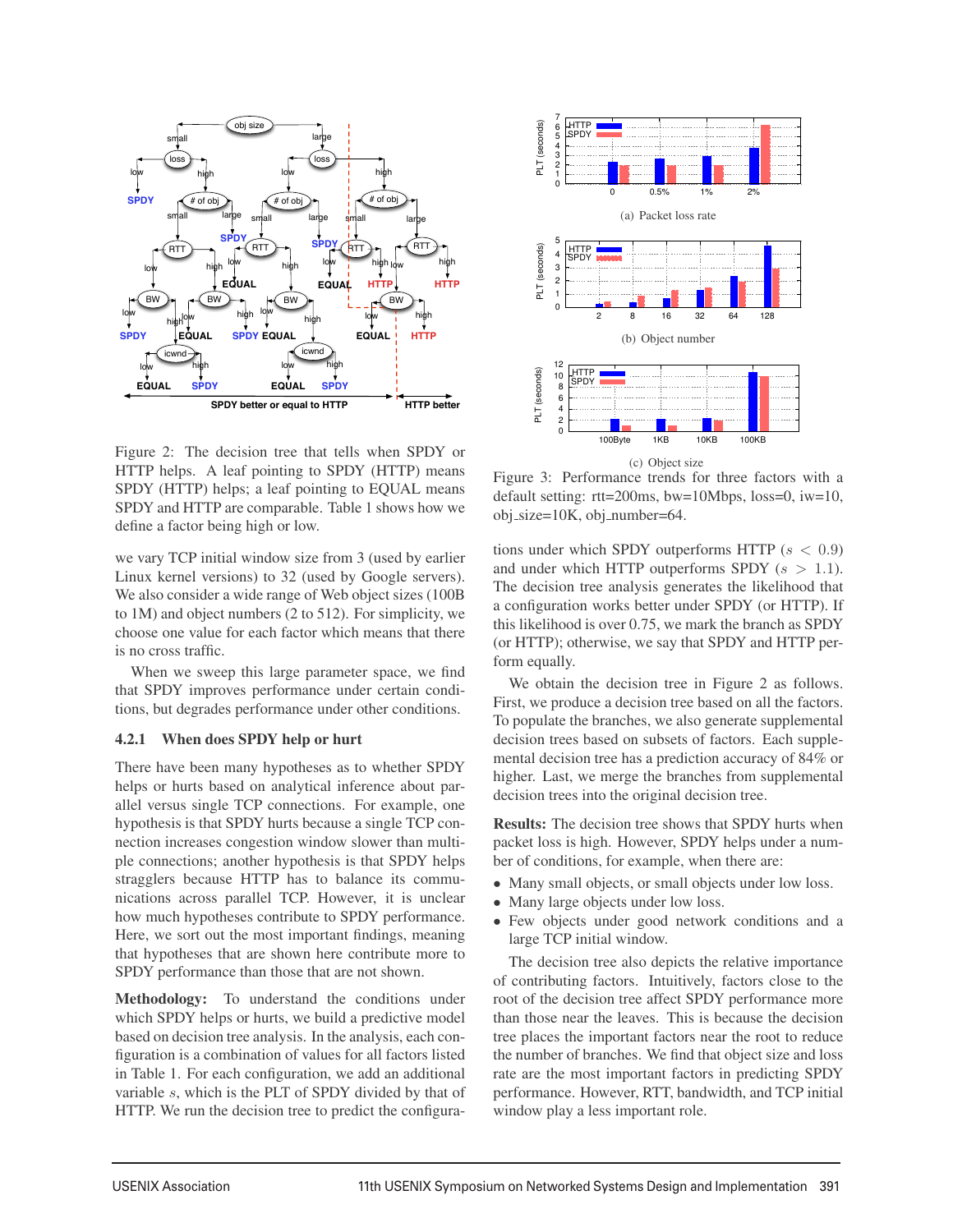Figure 2: The decision tree that tells when SPDY or HTTP helps. A leaf pointing to SPDY (HTTP) means SPDY (HTTP) helps; a leaf pointing to EQUAL means SPDY and HTTP are comparable. Table 1 shows how we define a factor being high or low.

we vary TCP initial window size from 3 (used by earlier Linux kernel versions) to 32 (used by Google servers). We also consider a wide range of Web object sizes (100B to 1M) and object numbers (2 to 512). For simplicity, we choose one value for each factor which means that there is no cross traffic.

When we sweep this large parameter space, we find that SPDY improves performance under certain conditions, but degrades performance under other conditions.

### 4.2.1 When does SPDY help or hurt

There have been many hypotheses as to whether SPDY helps or hurts based on analytical inference about parallel versus single TCP connections. For example, one hypothesis is that SPDY hurts because a single TCP connection increases congestion window slower than multiple connections; another hypothesis is that SPDY helps stragglers because HTTP has to balance its communications across parallel TCP. However, it is unclear how much hypotheses contribute to SPDY performance. Here, we sort out the most important findings, meaning that hypotheses that are shown here contribute more to SPDY performance than those that are not shown.

**Methodology:** To understand the conditions under which SPDY helps or hurts, we build a predictive model based on decision tree analysis. In the analysis, each configuration is a combination of values for all factors listed in Table 1. For each configuration, we add an additional variable $s$, which is the PLT of SPDY divided by that of HTTP. We run the decision tree to predict the configurations under which SPDY outperforms HTTP ($s < 0.9$) and under which HTTP outperforms SPDY ($s > 1.1$). The decision tree analysis generates the likelihood that a configuration works better under SPDY (or HTTP). If this likelihood is over 0.75, we mark the branch as SPDY (or HTTP); otherwise, we say that SPDY and HTTP perform equally.

We obtain the decision tree in Figure 2 as follows. First, we produce a decision tree based on all the factors. To populate the branches, we also generate supplemental decision trees based on subsets of factors. Each supplemental decision tree has a prediction accuracy of 84% or higher. Last, we merge the branches from supplemental decision trees into the original decision tree.

**Results:** The decision tree shows that SPDY hurts when packet loss is high. However, SPDY helps under a number of conditions, for example, when there are:

- Many small objects, or small objects under low loss.
- Many large objects under low loss.
- Few objects under good network conditions and a large TCP initial window.

The decision tree also depicts the relative importance of contributing factors. Intuitively, factors close to the root of the decision tree affect SPDY performance more than those near the leaves. This is because the decision tree places the important factors near the root to reduce the number of branches. We find that object size and loss rate are the most important factors in predicting SPDY performance. However, RTT, bandwidth, and TCP initial window play a less important role.

(a) Packet loss rate

(b) Object number

(c) Object size

Figure 3: Performance trends for three factors with a default setting: rtt=200ms, bw=10Mbps, loss=0, iw=10, obj_size=10K, obj_number=64.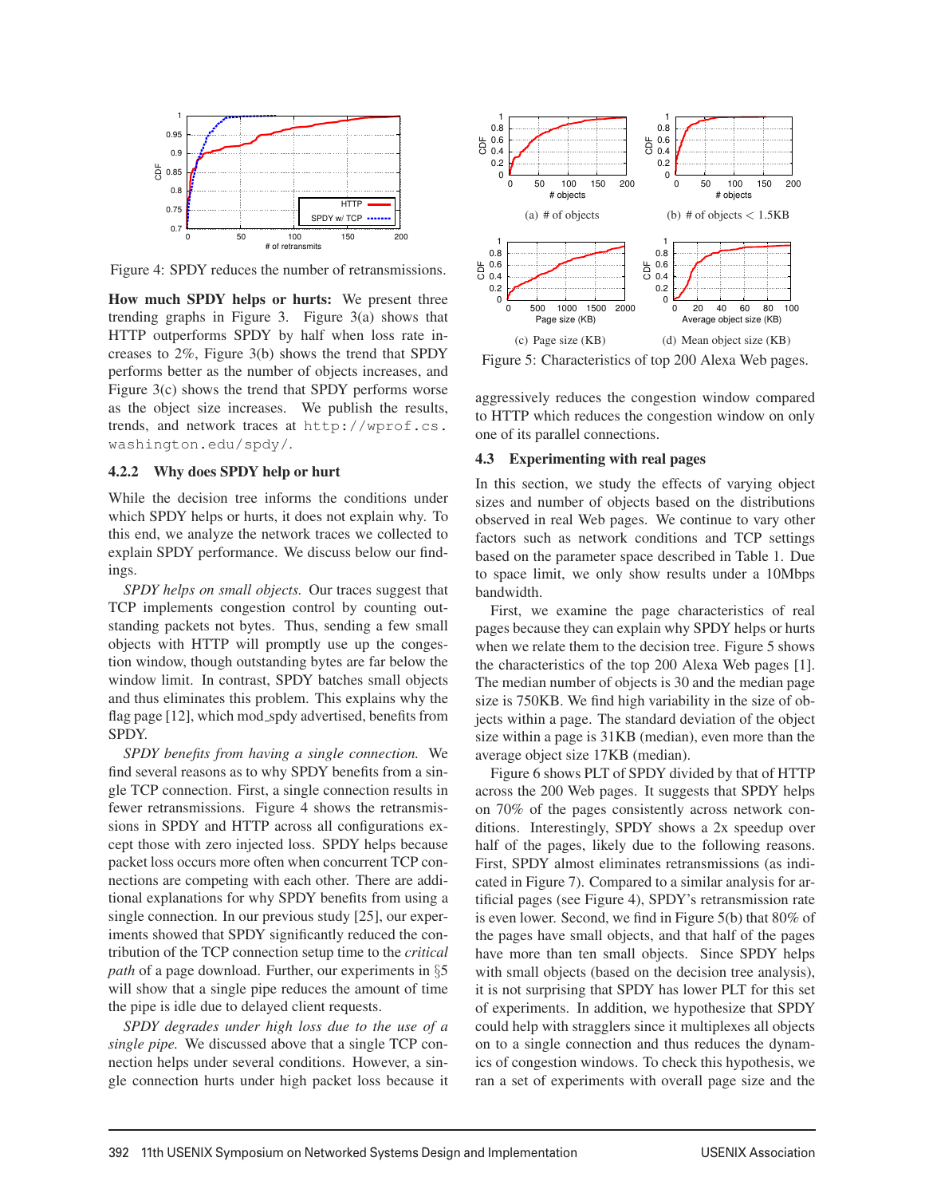Figure 4: SPDY reduces the number of retransmissions.

**How much SPDY helps or hurts:** We present three trending graphs in Figure 3. Figure 3(a) shows that HTTP outperforms SPDY by half when loss rate increases to 2%, Figure 3(b) shows the trend that SPDY performs better as the number of objects increases, and Figure 3(c) shows the trend that SPDY performs worse as the object size increases. We publish the results, trends, and network traces at http://wprof.cs.washington.edu/spdy/.

#### 4.2.2 Why does SPDY help or hurt

While the decision tree informs the conditions under which SPDY helps or hurts, it does not explain why. To this end, we analyze the network traces we collected to explain SPDY performance. We discuss below our findings.

*SPDY helps on small objects.* Our traces suggest that TCP implements congestion control by counting outstanding packets not bytes. Thus, sending a few small objects with HTTP will promptly use up the congestion window, though outstanding bytes are far below the window limit. In contrast, SPDY batches small objects and thus eliminates this problem. This explains why the flag page [12], which mod_spdy advertised, benefits from SPDY.

*SPDY benefits from having a single connection.* We find several reasons as to why SPDY benefits from a single TCP connection. First, a single connection results in fewer retransmissions. Figure 4 shows the retransmissions in SPDY and HTTP across all configurations except those with zero injected loss. SPDY helps because packet loss occurs more often when concurrent TCP connections are competing with each other. There are additional explanations for why SPDY benefits from using a single connection. In our previous study [25], our experiments showed that SPDY significantly reduced the contribution of the TCP connection setup time to the *critical path* of a page download. Further, our experiments in §5 will show that a single pipe reduces the amount of time the pipe is idle due to delayed client requests.

*SPDY degrades under high loss due to the use of a single pipe.* We discussed above that a single TCP connection helps under several conditions. However, a single connection hurts under high packet loss because it aggressively reduces the congestion window compared to HTTP which reduces the congestion window on only one of its parallel connections.

(a) # of objects (b) # of objects < 1.5KB

(c) Page size (KB) (d) Mean object size (KB)

Figure 5: Characteristics of top 200 Alexa Web pages.

### 4.3 Experimenting with real pages

In this section, we study the effects of varying object sizes and number of objects based on the distributions observed in real Web pages. We continue to vary other factors such as network conditions and TCP settings based on the parameter space described in Table 1. Due to space limit, we only show results under a 10Mbps bandwidth.

First, we examine the page characteristics of real pages because they can explain why SPDY helps or hurts when we relate them to the decision tree. Figure 5 shows the characteristics of the top 200 Alexa Web pages [1]. The median number of objects is 30 and the median page size is 750KB. We find high variability in the size of objects within a page. The standard deviation of the object size within a page is 31KB (median), even more than the average object size 17KB (median).

Figure 6 shows PLT of SPDY divided by that of HTTP across the 200 Web pages. It suggests that SPDY helps on 70% of the pages consistently across network conditions. Interestingly, SPDY shows a 2x speedup over half of the pages, likely due to the following reasons. First, SPDY almost eliminates retransmissions (as indicated in Figure 7). Compared to a similar analysis for artificial pages (see Figure 4), SPDY's retransmission rate is even lower. Second, we find in Figure 5(b) that 80% of the pages have small objects, and that half of the pages have more than ten small objects. Since SPDY helps with small objects (based on the decision tree analysis), it is not surprising that SPDY has lower PLT for this set of experiments. In addition, we hypothesize that SPDY could help with stragglers since it multiplexes all objects on to a single connection and thus reduces the dynamics of congestion windows. To check this hypothesis, we ran a set of experiments with overall page size and the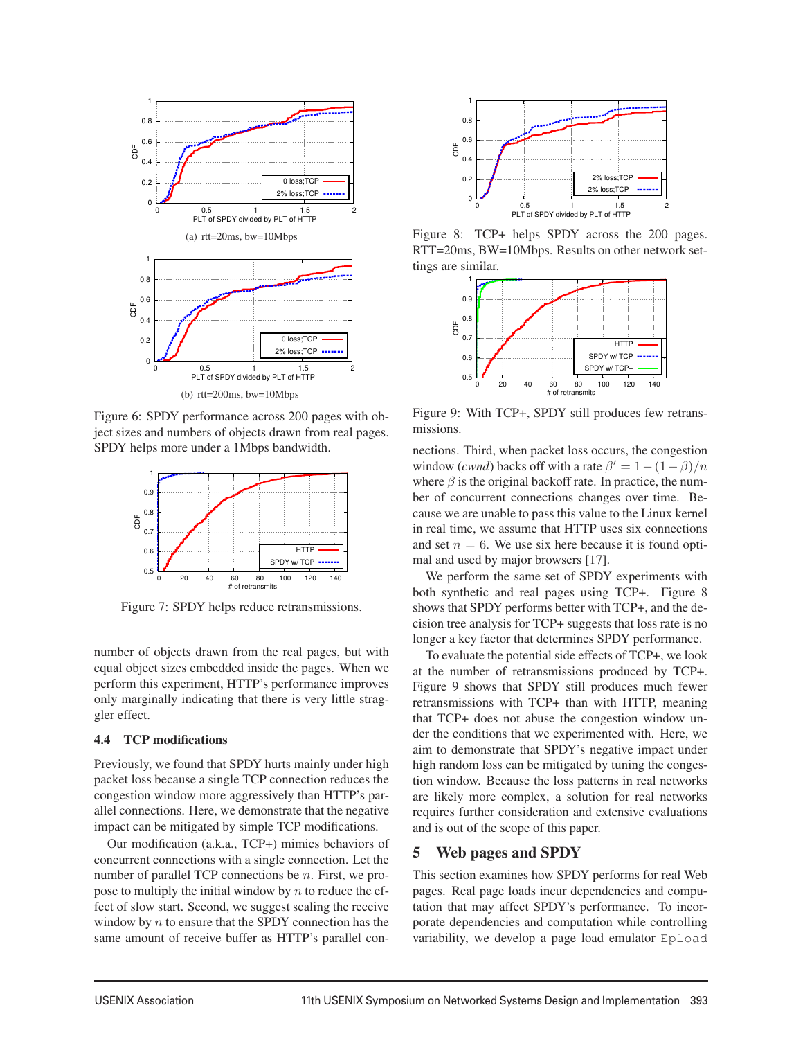(a) rtt=20ms, bw=10Mbps

(b) rtt=200ms, bw=10Mbps

Figure 6: SPDY performance across 200 pages with object sizes and numbers of objects drawn from real pages. SPDY helps more under a 1Mbps bandwidth.

Figure 7: SPDY helps reduce retransmissions.

number of objects drawn from the real pages, but with equal object sizes embedded inside the pages. When we perform this experiment, HTTP's performance improves only marginally indicating that there is very little straggler effect.

### 4.4 TCP modifications

Previously, we found that SPDY hurts mainly under high packet loss because a single TCP connection reduces the congestion window more aggressively than HTTP's parallel connections. Here, we demonstrate that the negative impact can be mitigated by simple TCP modifications.

Our modification (a.k.a., TCP+) mimics behaviors of concurrent connections with a single connection. Let the number of parallel TCP connections be $n$. First, we propose to multiply the initial window by $n$ to reduce the effect of slow start. Second, we suggest scaling the receive window by $n$ to ensure that the SPDY connection has the same amount of receive buffer as HTTP's parallel connections. Third, when packet loss occurs, the congestion window (*cwnd*) backs off with a rate $\beta' = 1-(1-\beta)/n$ where $\beta$ is the original backoff rate. In practice, the number of concurrent connections changes over time. Because we are unable to pass this value to the Linux kernel in real time, we assume that HTTP uses six connections and set $n = 6$. We use six here because it is found optimal and used by major browsers [17].

Figure 8: TCP+ helps SPDY across the 200 pages. RTT=20ms, BW=10Mbps. Results on other network settings are similar.

Figure 9: With TCP+, SPDY still produces few retransmissions.

We perform the same set of SPDY experiments with both synthetic and real pages using TCP+. Figure 8 shows that SPDY performs better with TCP+, and the decision tree analysis for TCP+ suggests that loss rate is no longer a key factor that determines SPDY performance.

To evaluate the potential side effects of TCP+, we look at the number of retransmissions produced by TCP+. Figure 9 shows that SPDY still produces much fewer retransmissions with TCP+ than with HTTP, meaning that TCP+ does not abuse the congestion window under the conditions that we experimented with. Here, we aim to demonstrate that SPDY's negative impact under high random loss can be mitigated by tuning the congestion window. Because the loss patterns in real networks are likely more complex, a solution for real networks requires further consideration and extensive evaluations and is out of the scope of this paper.

## 5 Web pages and SPDY

This section examines how SPDY performs for real Web pages. Real page loads incur dependencies and computation that may affect SPDY's performance. To incorporate dependencies and computation while controlling variability, we develop a page load emulator `Epload`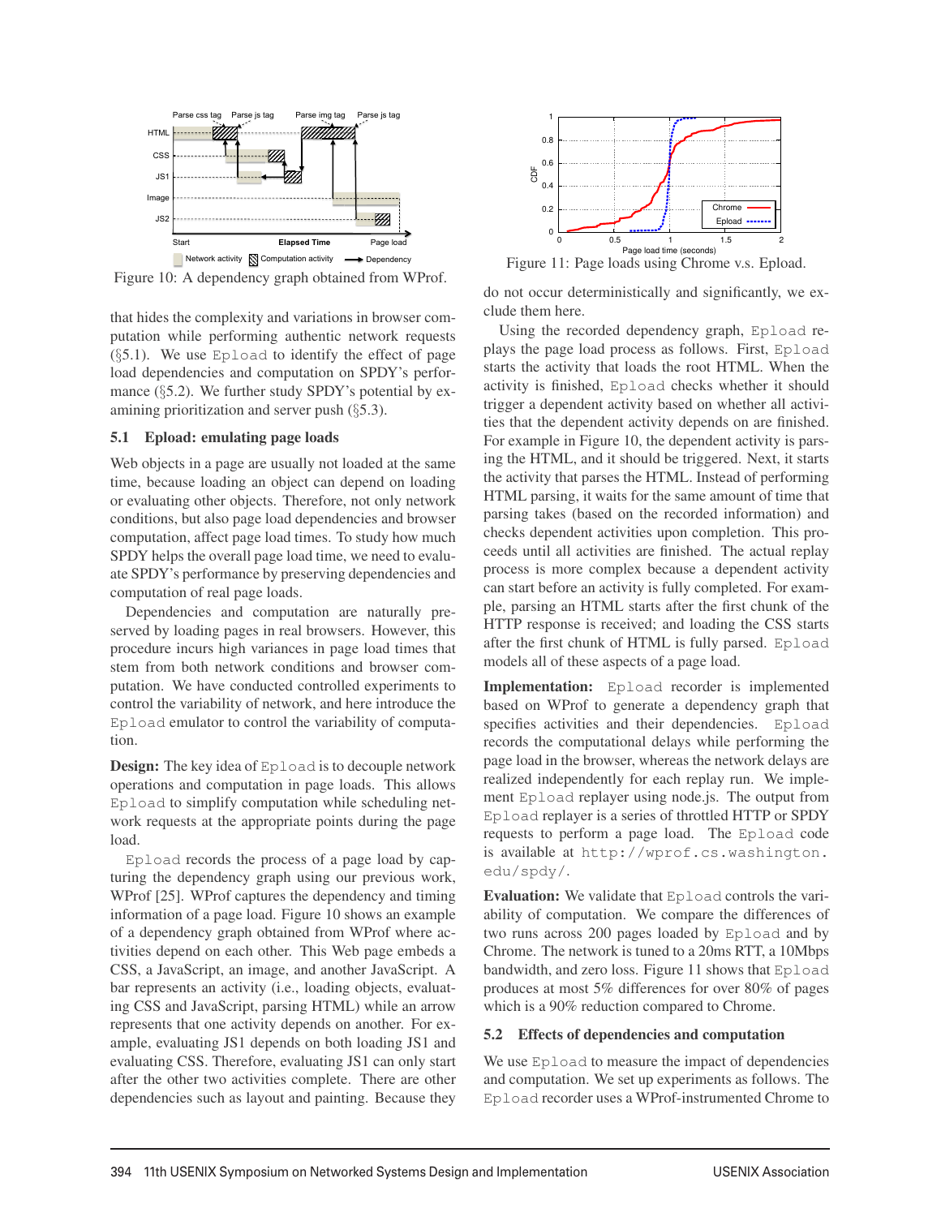Figure 10: A dependency graph obtained from WProf.

that hides the complexity and variations in browser computation while performing authentic network requests (§5.1). We use Epload to identify the effect of page load dependencies and computation on SPDY's performance (§5.2). We further study SPDY's potential by examining prioritization and server push (§5.3).

## 5.1 Epload: emulating page loads

Web objects in a page are usually not loaded at the same time, because loading an object can depend on loading or evaluating other objects. Therefore, not only network conditions, but also page load dependencies and browser computation, affect page load times. To study how much SPDY helps the overall page load time, we need to evaluate SPDY's performance by preserving dependencies and computation of real page loads.

Dependencies and computation are naturally preserved by loading pages in real browsers. However, this procedure incurs high variances in page load times that stem from both network conditions and browser computation. We have conducted controlled experiments to control the variability of network, and here introduce the Epload emulator to control the variability of computation.

**Design:** The key idea of Epload is to decouple network operations and computation in page loads. This allows Epload to simplify computation while scheduling network requests at the appropriate points during the page load.

Epload records the process of a page load by capturing the dependency graph using our previous work, WProf [25]. WProf captures the dependency and timing information of a page load. Figure 10 shows an example of a dependency graph obtained from WProf where activities depend on each other. This Web page embeds a CSS, a JavaScript, an image, and another JavaScript. A bar represents an activity (i.e., loading objects, evaluating CSS and JavaScript, parsing HTML) while an arrow represents that one activity depends on another. For example, evaluating JS1 depends on both loading JS1 and evaluating CSS. Therefore, evaluating JS1 can only start after the other two activities complete. There are other dependencies such as layout and painting. Because they do not occur deterministically and significantly, we exclude them here.

Figure 11: Page loads using Chrome v.s. Epload.

Using the recorded dependency graph, Epload replays the page load process as follows. First, Epload starts the activity that loads the root HTML. When the activity is finished, Epload checks whether it should trigger a dependent activity based on whether all activities that the dependent activity depends on are finished. For example in Figure 10, the dependent activity is parsing the HTML, and it should be triggered. Next, it starts the activity that parses the HTML. Instead of performing HTML parsing, it waits for the same amount of time that parsing takes (based on the recorded information) and checks dependent activities upon completion. This proceeds until all activities are finished. The actual replay process is more complex because a dependent activity can start before an activity is fully completed. For example, parsing an HTML starts after the first chunk of the HTTP response is received; and loading the CSS starts after the first chunk of HTML is fully parsed. Epload models all of these aspects of a page load.

**Implementation:** Epload recorder is implemented based on WProf to generate a dependency graph that specifies activities and their dependencies. Epload records the computational delays while performing the page load in the browser, whereas the network delays are realized independently for each replay run. We implement Epload replayer using node.js. The output from Epload replayer is a series of throttled HTTP or SPDY requests to perform a page load. The Epload code is available at http://wprof.cs.washington.edu/spdy/.

**Evaluation:** We validate that Epload controls the variability of computation. We compare the differences of two runs across 200 pages loaded by Epload and by Chrome. The network is tuned to a 20ms RTT, a 10Mbps bandwidth, and zero loss. Figure 11 shows that Epload produces at most 5% differences for over 80% of pages which is a 90% reduction compared to Chrome.

## 5.2 Effects of dependencies and computation

We use Epload to measure the impact of dependencies and computation. We set up experiments as follows. The Epload recorder uses a WProf-instrumented Chrome to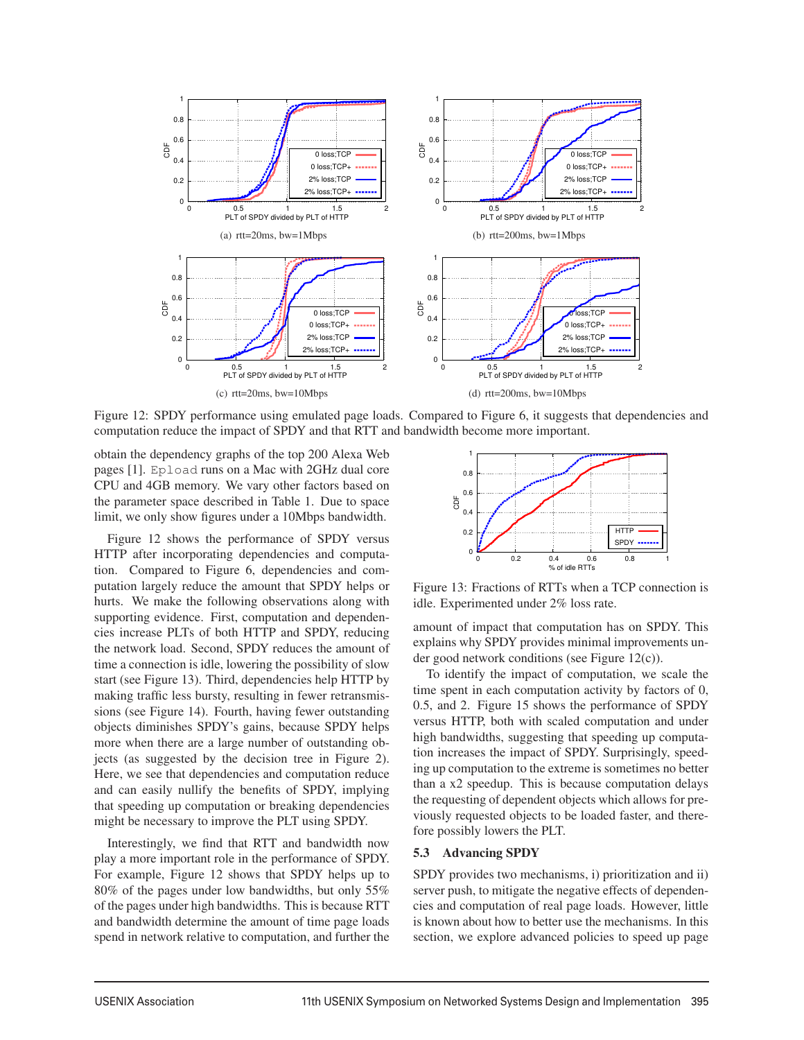(a) rtt=20ms, bw=1Mbps

(b) rtt=200ms, bw=1Mbps

(c) rtt=20ms, bw=10Mbps

(d) rtt=200ms, bw=10Mbps

Figure 12: SPDY performance using emulated page loads. Compared to Figure 6, it suggests that dependencies and computation reduce the impact of SPDY and that RTT and bandwidth become more important.

obtain the dependency graphs of the top 200 Alexa Web pages [1]. Epload runs on a Mac with 2GHz dual core CPU and 4GB memory. We vary other factors based on the parameter space described in Table 1. Due to space limit, we only show figures under a 10Mbps bandwidth.

Figure 12 shows the performance of SPDY versus HTTP after incorporating dependencies and computation. Compared to Figure 6, dependencies and computation largely reduce the amount that SPDY helps or hurts. We make the following observations along with supporting evidence. First, computation and dependencies increase PLTs of both HTTP and SPDY, reducing the network load. Second, SPDY reduces the amount of time a connection is idle, lowering the possibility of slow start (see Figure 13). Third, dependencies help HTTP by making traffic less bursty, resulting in fewer retransmissions (see Figure 14). Fourth, having fewer outstanding objects diminishes SPDY's gains, because SPDY helps more when there are a large number of outstanding objects (as suggested by the decision tree in Figure 2). Here, we see that dependencies and computation reduce and can easily nullify the benefits of SPDY, implying that speeding up computation or breaking dependencies might be necessary to improve the PLT using SPDY.

Interestingly, we find that RTT and bandwidth now play a more important role in the performance of SPDY. For example, Figure 12 shows that SPDY helps up to 80% of the pages under low bandwidths, but only 55% of the pages under high bandwidths. This is because RTT and bandwidth determine the amount of time page loads spend in network relative to computation, and further the amount of impact that computation has on SPDY. This explains why SPDY provides minimal improvements under good network conditions (see Figure 12(c)).

Figure 13: Fractions of RTTs when a TCP connection is idle. Experimented under 2% loss rate.

To identify the impact of computation, we scale the time spent in each computation activity by factors of 0, 0.5, and 2. Figure 15 shows the performance of SPDY versus HTTP, both with scaled computation and under high bandwidths, suggesting that speeding up computation increases the impact of SPDY. Surprisingly, speeding up computation to the extreme is sometimes no better than a x2 speedup. This is because computation delays the requesting of dependent objects which allows for previously requested objects to be loaded faster, and therefore possibly lowers the PLT.

## 5.3 Advancing SPDY

SPDY provides two mechanisms, i) prioritization and ii) server push, to mitigate the negative effects of dependencies and computation of real page loads. However, little is known about how to better use the mechanisms. In this section, we explore advanced policies to speed up page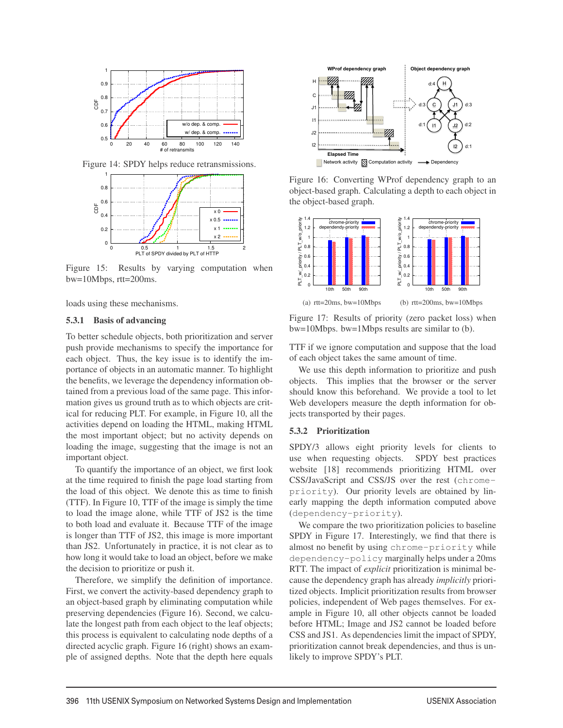Figure 14: SPDY helps reduce retransmissions.

Figure 15: Results by varying computation when bw=10Mbps, rtt=200ms.

loads using these mechanisms.

### 5.3.1 Basis of advancing

To better schedule objects, both prioritization and server push provide mechanisms to specify the importance for each object. Thus, the key issue is to identify the importance of objects in an automatic manner. To highlight the benefits, we leverage the dependency information obtained from a previous load of the same page. This information gives us ground truth as to which objects are critical for reducing PLT. For example, in Figure 10, all the activities depend on loading the HTML, making HTML the most important object; but no activity depends on loading the image, suggesting that the image is not an important object.

To quantify the importance of an object, we first look at the time required to finish the page load starting from the load of this object. We denote this as time to finish (TTF). In Figure 10, TTF of the image is simply the time to load the image alone, while TTF of JS2 is the time to both load and evaluate it. Because TTF of the image is longer than TTF of JS2, this image is more important than JS2. Unfortunately in practice, it is not clear as to how long it would take to load an object, before we make the decision to prioritize or push it.

Therefore, we simplify the definition of importance. First, we convert the activity-based dependency graph to an object-based graph by eliminating computation while preserving dependencies (Figure 16). Second, we calculate the longest path from each object to the leaf objects; this process is equivalent to calculating node depths of a directed acyclic graph. Figure 16 (right) shows an example of assigned depths. Note that the depth here equals TTF if we ignore computation and suppose that the load of each object takes the same amount of time.

Figure 16: Converting WProf dependency graph to an object-based graph. Calculating a depth to each object in the object-based graph.

(a) rtt=20ms, bw=10Mbps (b) rtt=200ms, bw=10Mbps

Figure 17: Results of priority (zero packet loss) when bw=10Mbps. bw=1Mbps results are similar to (b).

We use this depth information to prioritize and push objects. This implies that the browser or the server should know this beforehand. We provide a tool to let Web developers measure the depth information for objects transported by their pages.

### 5.3.2 Prioritization

SPDY/3 allows eight priority levels for clients to use when requesting objects. SPDY best practices website [18] recommends prioritizing HTML over CSS/JavaScript and CSS/JS over the rest (`chrome-priority`). Our priority levels are obtained by linearly mapping the depth information computed above (`dependency-priority`).

We compare the two prioritization policies to baseline SPDY in Figure 17. Interestingly, we find that there is almost no benefit by using `chrome-priority` while `dependency-policy` marginally helps under a 20ms RTT. The impact of *explicit* prioritization is minimal because the dependency graph has already *implicitly* prioritized objects. Implicit prioritization results from browser policies, independent of Web pages themselves. For example in Figure 10, all other objects cannot be loaded before HTML; Image and JS2 cannot be loaded before CSS and JS1. As dependencies limit the impact of SPDY, prioritization cannot break dependencies, and thus is unlikely to improve SPDY's PLT.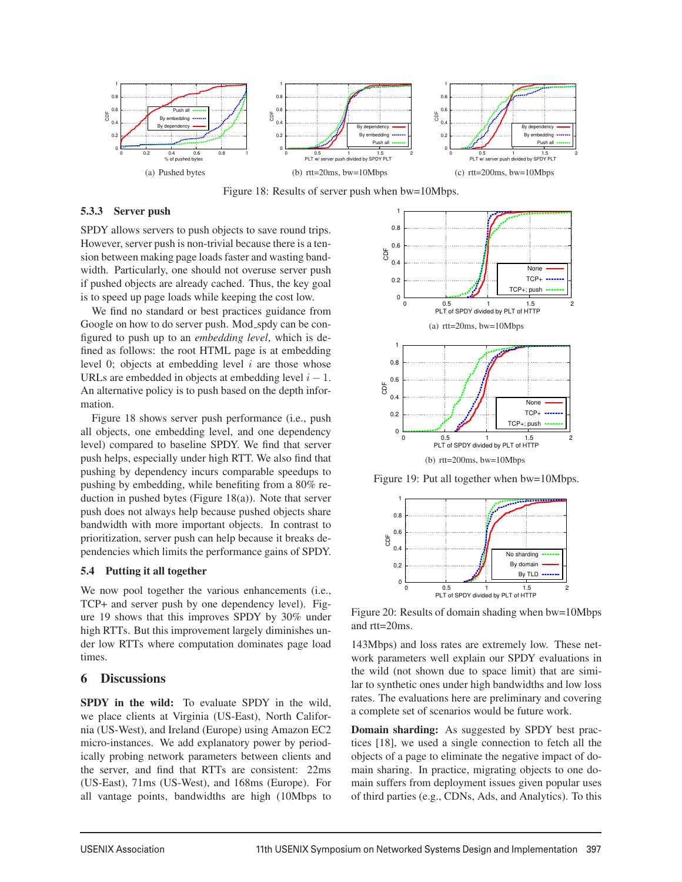(a) Pushed bytes

(b) rtt=20ms, bw=10Mbps

(c) rtt=200ms, bw=10Mbps

Figure 18: Results of server push when bw=10Mbps.

### 5.3.3 Server push

SPDY allows servers to push objects to save round trips. However, server push is non-trivial because there is a tension between making page loads faster and wasting bandwidth. Particularly, one should not overuse server push if pushed objects are already cached. Thus, the key goal is to speed up page loads while keeping the cost low.

We find no standard or best practices guidance from Google on how to do server push. Mod_spdy can be configured to push up to an *embedding level*, which is defined as follows: the root HTML page is at embedding level 0; objects at embedding level $i$ are those whose URLs are embedded in objects at embedding level $i-1$. An alternative policy is to push based on the depth information.

Figure 18 shows server push performance (i.e., push all objects, one embedding level, and one dependency level) compared to baseline SPDY. We find that server push helps, especially under high RTT. We also find that pushing by dependency incurs comparable speedups to pushing by embedding, while benefiting from a 80% reduction in pushed bytes (Figure 18(a)). Note that server push does not always help because pushed objects share bandwidth with more important objects. In contrast to prioritization, server push can help because it breaks dependencies which limits the performance gains of SPDY.

## 5.4 Putting it all together

We now pool together the various enhancements (i.e., TCP+ and server push by one dependency level). Figure 19 shows that this improves SPDY by 30% under high RTTs. But this improvement largely diminishes under low RTTs where computation dominates page load times.

# 6 Discussions

**SPDY in the wild:** To evaluate SPDY in the wild, we place clients at Virginia (US-East), North California (US-West), and Ireland (Europe) using Amazon EC2 micro-instances. We add explanatory power by periodically probing network parameters between clients and the server, and find that RTTs are consistent: 22ms (US-East), 71ms (US-West), and 168ms (Europe). For all vantage points, bandwidths are high (10Mbps to 143Mbps) and loss rates are extremely low. These network parameters well explain our SPDY evaluations in the wild (not shown due to space limit) that are similar to synthetic ones under high bandwidths and low loss rates. The evaluations here are preliminary and covering a complete set of scenarios would be future work.

(a) rtt=20ms, bw=10Mbps

(b) rtt=200ms, bw=10Mbps

Figure 19: Put all together when bw=10Mbps.

Figure 20: Results of domain shading when bw=10Mbps and rtt=20ms.

**Domain sharding:** As suggested by SPDY best practices [18], we used a single connection to fetch all the objects of a page to eliminate the negative impact of domain sharing. In practice, migrating objects to one domain suffers from deployment issues given popular uses of third parties (e.g., CDNs, Ads, and Analytics). To this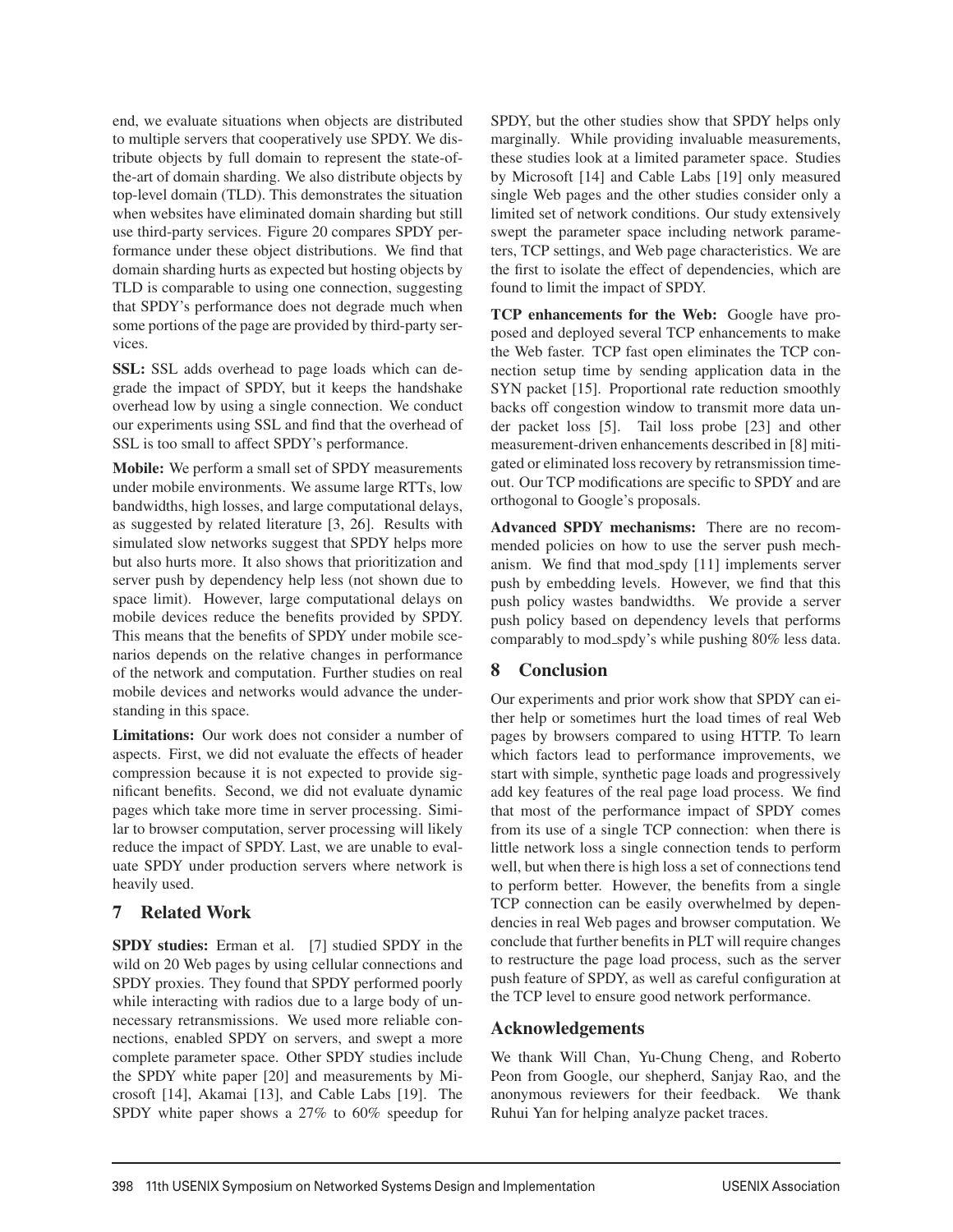end, we evaluate situations when objects are distributed to multiple servers that cooperatively use SPDY. We distribute objects by full domain to represent the state-of-the-art of domain sharding. We also distribute objects by top-level domain (TLD). This demonstrates the situation when websites have eliminated domain sharding but still use third-party services. Figure 20 compares SPDY performance under these object distributions. We find that domain sharding hurts as expected but hosting objects by TLD is comparable to using one connection, suggesting that SPDY's performance does not degrade much when some portions of the page are provided by third-party services.

**SSL:** SSL adds overhead to page loads which can degrade the impact of SPDY, but it keeps the handshake overhead low by using a single connection. We conduct our experiments using SSL and find that the overhead of SSL is too small to affect SPDY's performance.

**Mobile:** We perform a small set of SPDY measurements under mobile environments. We assume large RTTs, low bandwidths, high losses, and large computational delays, as suggested by related literature [3, 26]. Results with simulated slow networks suggest that SPDY helps more but also hurts more. It also shows that prioritization and server push by dependency help less (not shown due to space limit). However, large computational delays on mobile devices reduce the benefits provided by SPDY. This means that the benefits of SPDY under mobile scenarios depends on the relative changes in performance of the network and computation. Further studies on real mobile devices and networks would advance the understanding in this space.

**Limitations:** Our work does not consider a number of aspects. First, we did not evaluate the effects of header compression because it is not expected to provide significant benefits. Second, we did not evaluate dynamic pages which take more time in server processing. Similar to browser computation, server processing will likely reduce the impact of SPDY. Last, we are unable to evaluate SPDY under production servers where network is heavily used.

## 7 Related Work

**SPDY studies:** Erman et al. [7] studied SPDY in the wild on 20 Web pages by using cellular connections and SPDY proxies. They found that SPDY performed poorly while interacting with radios due to a large body of unnecessary retransmissions. We used more reliable connections, enabled SPDY on servers, and swept a more complete parameter space. Other SPDY studies include the SPDY white paper [20] and measurements by Microsoft [14], Akamai [13], and Cable Labs [19]. The SPDY white paper shows a 27% to 60% speedup for SPDY, but the other studies show that SPDY helps only marginally. While providing invaluable measurements, these studies look at a limited parameter space. Studies by Microsoft [14] and Cable Labs [19] only measured single Web pages and the other studies consider only a limited set of network conditions. Our study extensively swept the parameter space including network parameters, TCP settings, and Web page characteristics. We are the first to isolate the effect of dependencies, which are found to limit the impact of SPDY.

**TCP enhancements for the Web:** Google have proposed and deployed several TCP enhancements to make the Web faster. TCP fast open eliminates the TCP connection setup time by sending application data in the SYN packet [15]. Proportional rate reduction smoothly backs off congestion window to transmit more data under packet loss [5]. Tail loss probe [23] and other measurement-driven enhancements described in [8] mitigated or eliminated loss recovery by retransmission timeout. Our TCP modifications are specific to SPDY and are orthogonal to Google's proposals.

**Advanced SPDY mechanisms:** There are no recommended policies on how to use the server push mechanism. We find that mod_spdy [11] implements server push by embedding levels. However, we find that this push policy wastes bandwidths. We provide a server push policy based on dependency levels that performs comparably to mod_spdy's while pushing 80% less data.

## 8 Conclusion

Our experiments and prior work show that SPDY can either help or sometimes hurt the load times of real Web pages by browsers compared to using HTTP. To learn which factors lead to performance improvements, we start with simple, synthetic page loads and progressively add key features of the real page load process. We find that most of the performance impact of SPDY comes from its use of a single TCP connection: when there is little network loss a single connection tends to perform well, but when there is high loss a set of connections tend to perform better. However, the benefits from a single TCP connection can be easily overwhelmed by dependencies in real Web pages and browser computation. We conclude that further benefits in PLT will require changes to restructure the page load process, such as the server push feature of SPDY, as well as careful configuration at the TCP level to ensure good network performance.

## Acknowledgements

We thank Will Chan, Yu-Chung Cheng, and Roberto Peon from Google, our shepherd, Sanjay Rao, and the anonymous reviewers for their feedback. We thank Ruhui Yan for helping analyze packet traces.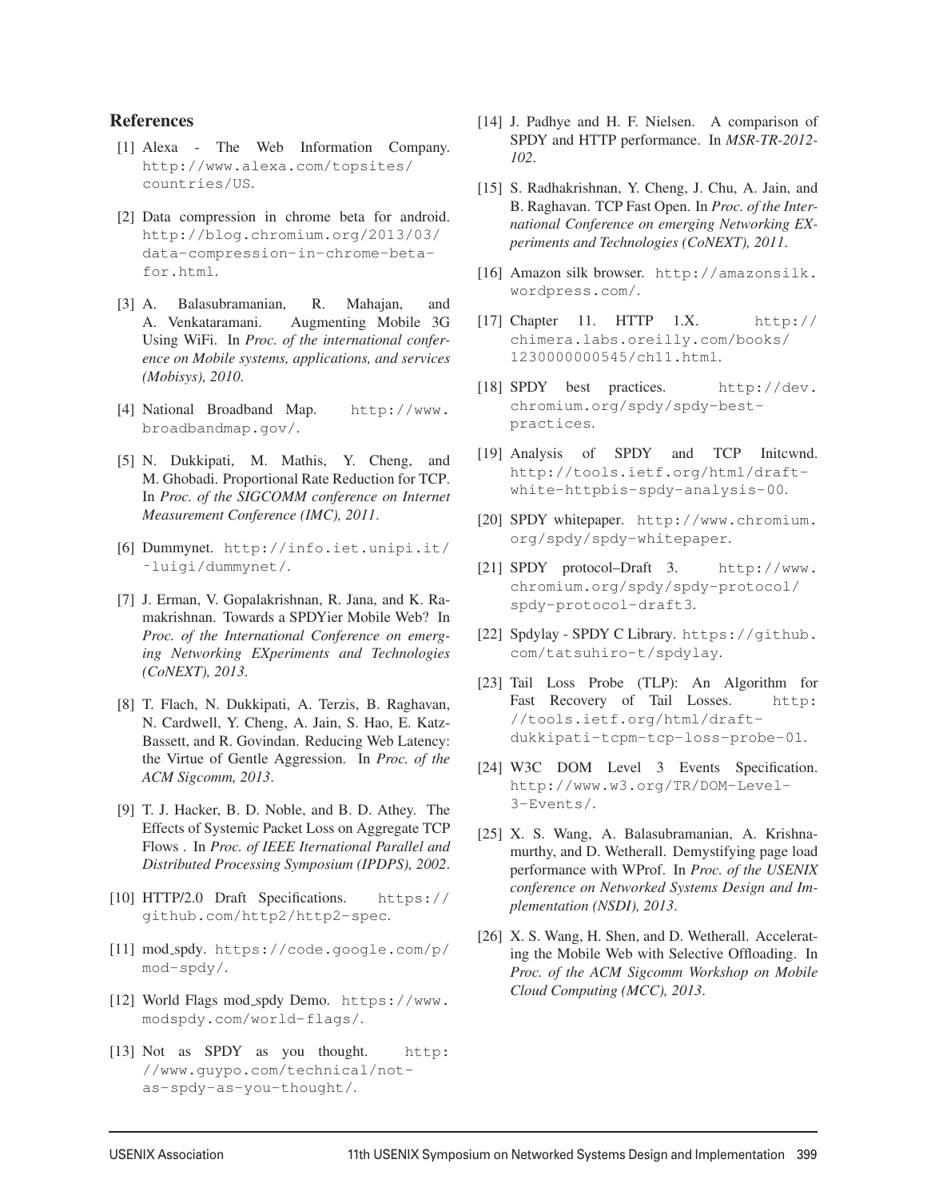## References

[1] Alexa - The Web Information Company. http://www.alexa.com/topsites/countries/US.

[2] Data compression in chrome beta for android. http://blog.chromium.org/2013/03/data-compression-in-chrome-beta-for.html.

[3] A. Balasubramanian, R. Mahajan, and A. Venkataramani. Augmenting Mobile 3G Using WiFi. In *Proc. of the international conference on Mobile systems, applications, and services (Mobisys), 2010*.

[4] National Broadband Map. http://www.broadbandmap.gov/.

[5] N. Dukkipati, M. Mathis, Y. Cheng, and M. Ghobadi. Proportional Rate Reduction for TCP. In *Proc. of the SIGCOMM conference on Internet Measurement Conference (IMC), 2011*.

[6] Dummynet. http://info.iet.unipi.it/~luigi/dummynet/.

[7] J. Erman, V. Gopalakrishnan, R. Jana, and K. Ramakrishnan. Towards a SPDYier Mobile Web? In *Proc. of the International Conference on emerging Networking EXperiments and Technologies (CoNEXT), 2013*.

[8] T. Flach, N. Dukkipati, A. Terzis, B. Raghavan, N. Cardwell, Y. Cheng, A. Jain, S. Hao, E. Katz-Bassett, and R. Govindan. Reducing Web Latency: the Virtue of Gentle Aggression. In *Proc. of the ACM Sigcomm, 2013*.

[9] T. J. Hacker, B. D. Noble, and B. D. Athey. The Effects of Systemic Packet Loss on Aggregate TCP Flows . In *Proc. of IEEE Iternational Parallel and Distributed Processing Symposium (IPDPS), 2002*.

[10] HTTP/2.0 Draft Specifications. https://github.com/http2/http2-spec.

[11] mod_spdy. https://code.google.com/p/mod-spdy/.

[12] World Flags mod_spdy Demo. https://www.modspdy.com/world-flags/.

[13] Not as SPDY as you thought. http://www.guypo.com/technical/not-as-spdy-as-you-thought/.

[14] J. Padhye and H. F. Nielsen. A comparison of SPDY and HTTP performance. In *MSR-TR-2012-102*.

[15] S. Radhakrishnan, Y. Cheng, J. Chu, A. Jain, and B. Raghavan. TCP Fast Open. In *Proc. of the International Conference on emerging Networking EXperiments and Technologies (CoNEXT), 2011*.

[16] Amazon silk browser. http://amazonsilk.wordpress.com/.

[17] Chapter 11. HTTP 1.X. http://chimera.labs.oreilly.com/books/1230000000545/ch11.html.

[18] SPDY best practices. http://dev.chromium.org/spdy/spdy-best-practices.

[19] Analysis of SPDY and TCP Initcwnd. http://tools.ietf.org/html/draft-white-httpbis-spdy-analysis-00.

[20] SPDY whitepaper. http://www.chromium.org/spdy/spdy-whitepaper.

[21] SPDY protocol–Draft 3. http://www.chromium.org/spdy/spdy-protocol/spdy-protocol-draft3.

[22] Spdylay - SPDY C Library. https://github.com/tatsuhiro-t/spdylay.

[23] Tail Loss Probe (TLP): An Algorithm for Fast Recovery of Tail Losses. http://tools.ietf.org/html/draft-dukkipati-tcpm-tcp-loss-probe-01.

[24] W3C DOM Level 3 Events Specification. http://www.w3.org/TR/DOM-Level-3-Events/.

[25] X. S. Wang, A. Balasubramanian, A. Krishnamurthy, and D. Wetherall. Demystifying page load performance with WProf. In *Proc. of the USENIX conference on Networked Systems Design and Implementation (NSDI), 2013*.

[26] X. S. Wang, H. Shen, and D. Wetherall. Accelerating the Mobile Web with Selective Offloading. In *Proc. of the ACM Sigcomm Workshop on Mobile Cloud Computing (MCC), 2013*.